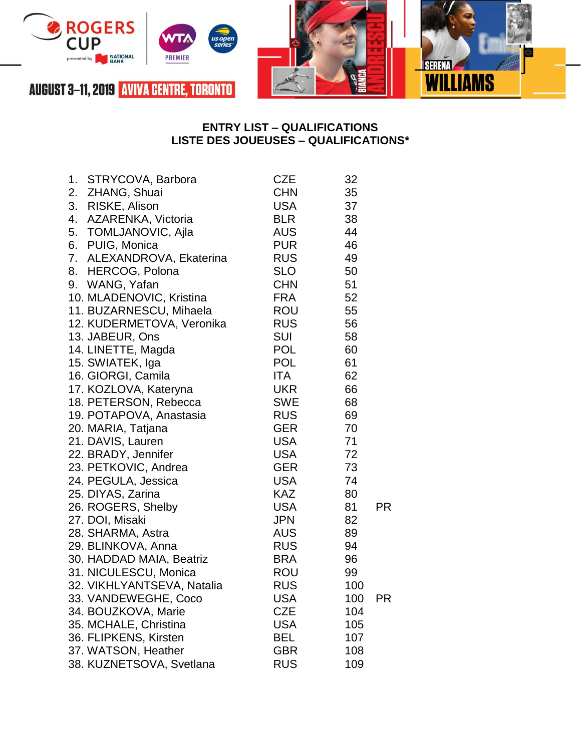ROGERS CUP presented by NATIONAL BANK | WTA PREMIER | us open series

AUGUST 3–11, 2019 AVIVA CENTRE, TORONTO

BIANCA ANDREESCU | SERENA WILLIAMS

## ENTRY LIST – QUALIFICATIONS
## LISTE DES JOUEUSES – QUALIFICATIONS*

| # | Player | Country | Rank | |
|---|---|---|---|---|
| 1. | STRYCOVA, Barbora | CZE | 32 | |
| 2. | ZHANG, Shuai | CHN | 35 | |
| 3. | RISKE, Alison | USA | 37 | |
| 4. | AZARENKA, Victoria | BLR | 38 | |
| 5. | TOMLJANOVIC, Ajla | AUS | 44 | |
| 6. | PUIG, Monica | PUR | 46 | |
| 7. | ALEXANDROVA, Ekaterina | RUS | 49 | |
| 8. | HERCOG, Polona | SLO | 50 | |
| 9. | WANG, Yafan | CHN | 51 | |
| 10. | MLADENOVIC, Kristina | FRA | 52 | |
| 11. | BUZARNESCU, Mihaela | ROU | 55 | |
| 12. | KUDERMETOVA, Veronika | RUS | 56 | |
| 13. | JABEUR, Ons | SUI | 58 | |
| 14. | LINETTE, Magda | POL | 60 | |
| 15. | SWIATEK, Iga | POL | 61 | |
| 16. | GIORGI, Camila | ITA | 62 | |
| 17. | KOZLOVA, Kateryna | UKR | 66 | |
| 18. | PETERSON, Rebecca | SWE | 68 | |
| 19. | POTAPOVA, Anastasia | RUS | 69 | |
| 20. | MARIA, Tatjana | GER | 70 | |
| 21. | DAVIS, Lauren | USA | 71 | |
| 22. | BRADY, Jennifer | USA | 72 | |
| 23. | PETKOVIC, Andrea | GER | 73 | |
| 24. | PEGULA, Jessica | USA | 74 | |
| 25. | DIYAS, Zarina | KAZ | 80 | |
| 26. | ROGERS, Shelby | USA | 81 | PR |
| 27. | DOI, Misaki | JPN | 82 | |
| 28. | SHARMA, Astra | AUS | 89 | |
| 29. | BLINKOVA, Anna | RUS | 94 | |
| 30. | HADDAD MAIA, Beatriz | BRA | 96 | |
| 31. | NICULESCU, Monica | ROU | 99 | |
| 32. | VIKHLYANTSEVA, Natalia | RUS | 100 | |
| 33. | VANDEWEGHE, Coco | USA | 100 | PR |
| 34. | BOUZKOVA, Marie | CZE | 104 | |
| 35. | MCHALE, Christina | USA | 105 | |
| 36. | FLIPKENS, Kirsten | BEL | 107 | |
| 37. | WATSON, Heather | GBR | 108 | |
| 38. | KUZNETSOVA, Svetlana | RUS | 109 | |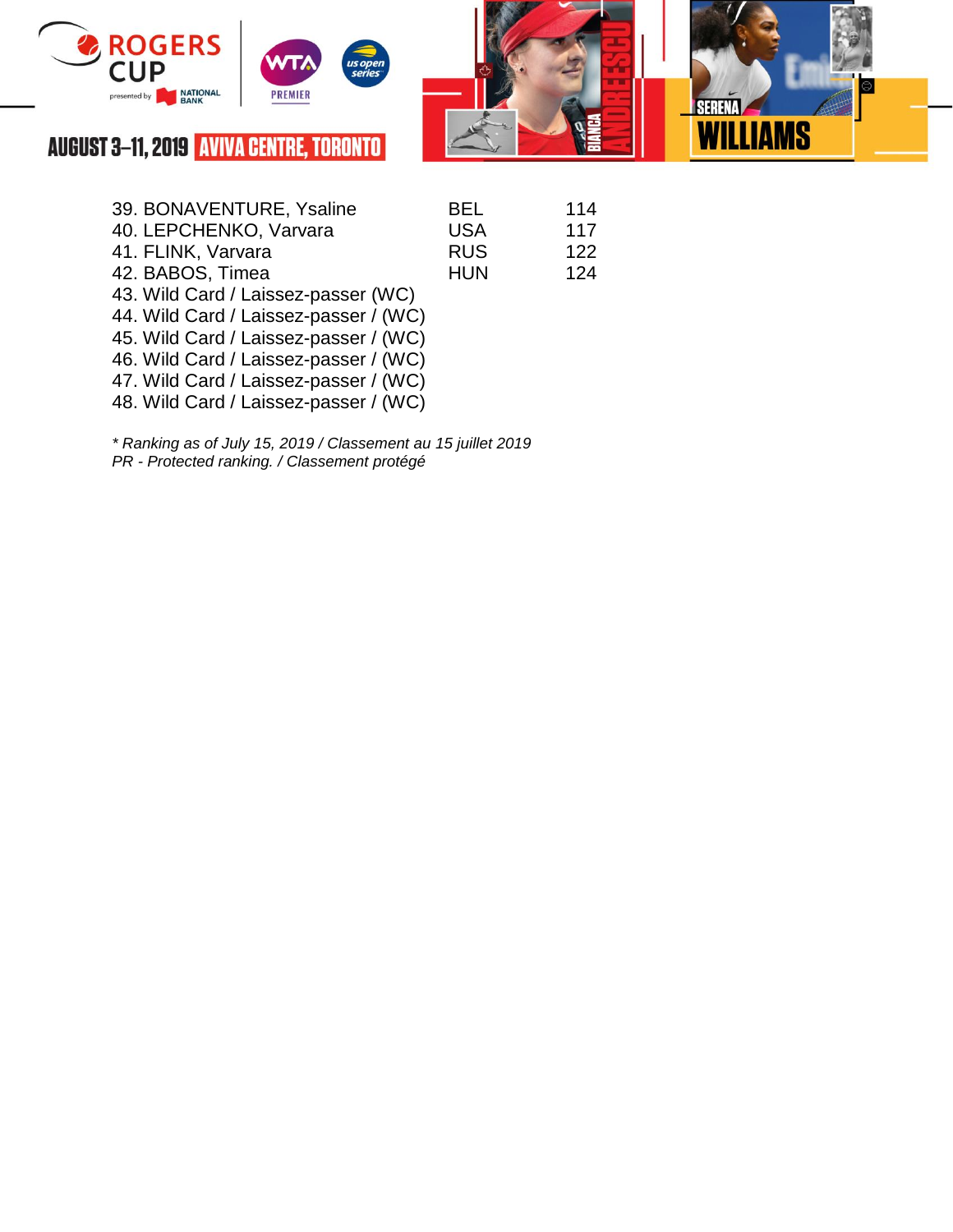| | | |
|---|---|---|
| 39. BONAVENTURE, Ysaline | BEL | 114 |
| 40. LEPCHENKO, Varvara | USA | 117 |
| 41. FLINK, Varvara | RUS | 122 |
| 42. BABOS, Timea | HUN | 124 |
| 43. Wild Card / Laissez-passer (WC) | | |
| 44. Wild Card / Laissez-passer / (WC) | | |
| 45. Wild Card / Laissez-passer / (WC) | | |
| 46. Wild Card / Laissez-passer / (WC) | | |
| 47. Wild Card / Laissez-passer / (WC) | | |
| 48. Wild Card / Laissez-passer / (WC) | | |

*\* Ranking as of July 15, 2019 / Classement au 15 juillet 2019*
*PR - Protected ranking. / Classement protégé*